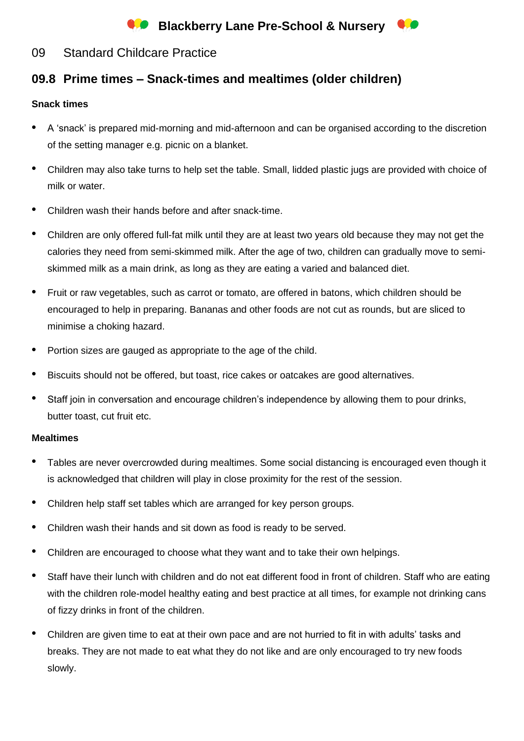# Blackberry Lane Pre-School & Nursery

## 09 Standard Childcare Practice

## 09.8 Prime times – Snack-times and mealtimes (older children)

**Snack times**

- A 'snack' is prepared mid-morning and mid-afternoon and can be organised according to the discretion of the setting manager e.g. picnic on a blanket.
- Children may also take turns to help set the table. Small, lidded plastic jugs are provided with choice of milk or water.
- Children wash their hands before and after snack-time.
- Children are only offered full-fat milk until they are at least two years old because they may not get the calories they need from semi-skimmed milk. After the age of two, children can gradually move to semi-skimmed milk as a main drink, as long as they are eating a varied and balanced diet.
- Fruit or raw vegetables, such as carrot or tomato, are offered in batons, which children should be encouraged to help in preparing. Bananas and other foods are not cut as rounds, but are sliced to minimise a choking hazard.
- Portion sizes are gauged as appropriate to the age of the child.
- Biscuits should not be offered, but toast, rice cakes or oatcakes are good alternatives.
- Staff join in conversation and encourage children's independence by allowing them to pour drinks, butter toast, cut fruit etc.

**Mealtimes**

- Tables are never overcrowded during mealtimes. Some social distancing is encouraged even though it is acknowledged that children will play in close proximity for the rest of the session.
- Children help staff set tables which are arranged for key person groups.
- Children wash their hands and sit down as food is ready to be served.
- Children are encouraged to choose what they want and to take their own helpings.
- Staff have their lunch with children and do not eat different food in front of children. Staff who are eating with the children role-model healthy eating and best practice at all times, for example not drinking cans of fizzy drinks in front of the children.
- Children are given time to eat at their own pace and are not hurried to fit in with adults' tasks and breaks. They are not made to eat what they do not like and are only encouraged to try new foods slowly.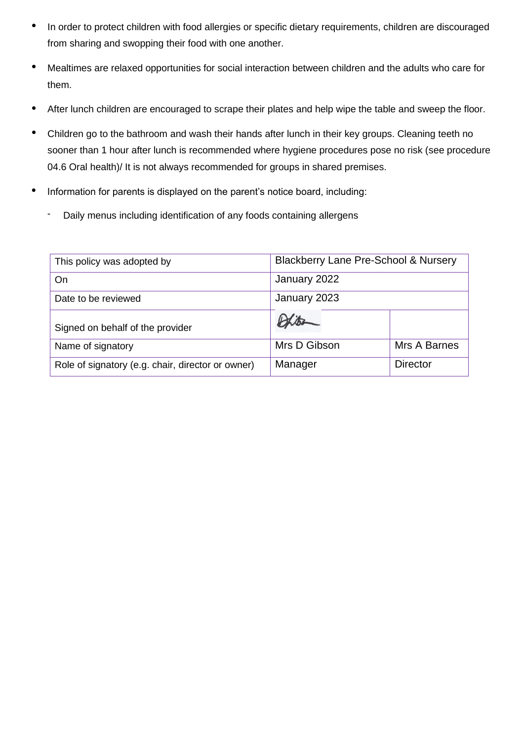- In order to protect children with food allergies or specific dietary requirements, children are discouraged from sharing and swopping their food with one another.
- Mealtimes are relaxed opportunities for social interaction between children and the adults who care for them.
- After lunch children are encouraged to scrape their plates and help wipe the table and sweep the floor.
- Children go to the bathroom and wash their hands after lunch in their key groups. Cleaning teeth no sooner than 1 hour after lunch is recommended where hygiene procedures pose no risk (see procedure 04.6 Oral health)/ It is not always recommended for groups in shared premises.
- Information for parents is displayed on the parent's notice board, including:
  - Daily menus including identification of any foods containing allergens

| | | |
|---|---|---|
| This policy was adopted by | Blackberry Lane Pre-School & Nursery | |
| On | January 2022 | |
| Date to be reviewed | January 2023 | |
| Signed on behalf of the provider | DGibson | |
| Name of signatory | Mrs D Gibson | Mrs A Barnes |
| Role of signatory (e.g. chair, director or owner) | Manager | Director |